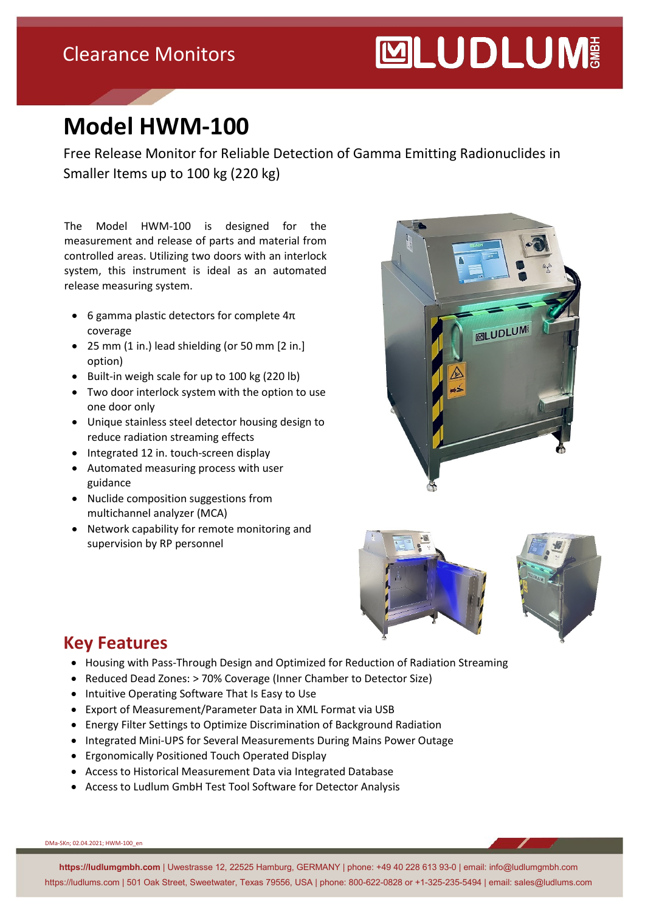Clearance Monitors

# Model HWM-100

Free Release Monitor for Reliable Detection of Gamma Emitting Radionuclides in Smaller Items up to 100 kg (220 kg)

The Model HWM-100 is designed for the measurement and release of parts and material from controlled areas. Utilizing two doors with an interlock system, this instrument is ideal as an automated release measuring system.

- 6 gamma plastic detectors for complete 4π coverage
- 25 mm (1 in.) lead shielding (or 50 mm [2 in.] option)
- Built-in weigh scale for up to 100 kg (220 lb)
- Two door interlock system with the option to use one door only
- Unique stainless steel detector housing design to reduce radiation streaming effects
- Integrated 12 in. touch-screen display
- Automated measuring process with user guidance
- Nuclide composition suggestions from multichannel analyzer (MCA)
- Network capability for remote monitoring and supervision by RP personnel

## Key Features

- Housing with Pass-Through Design and Optimized for Reduction of Radiation Streaming
- Reduced Dead Zones: > 70% Coverage (Inner Chamber to Detector Size)
- Intuitive Operating Software That Is Easy to Use
- Export of Measurement/Parameter Data in XML Format via USB
- Energy Filter Settings to Optimize Discrimination of Background Radiation
- Integrated Mini-UPS for Several Measurements During Mains Power Outage
- Ergonomically Positioned Touch Operated Display
- Access to Historical Measurement Data via Integrated Database
- Access to Ludlum GmbH Test Tool Software for Detector Analysis

DMa-SKn; 02.04.2021; HWM-100_en

**https://ludlumgmbh.com** | Uwestrasse 12, 22525 Hamburg, GERMANY | phone: +49 40 228 613 93-0 | email: info@ludlumgmbh.com
https://ludlums.com | 501 Oak Street, Sweetwater, Texas 79556, USA | phone: 800-622-0828 or +1-325-235-5494 | email: sales@ludlums.com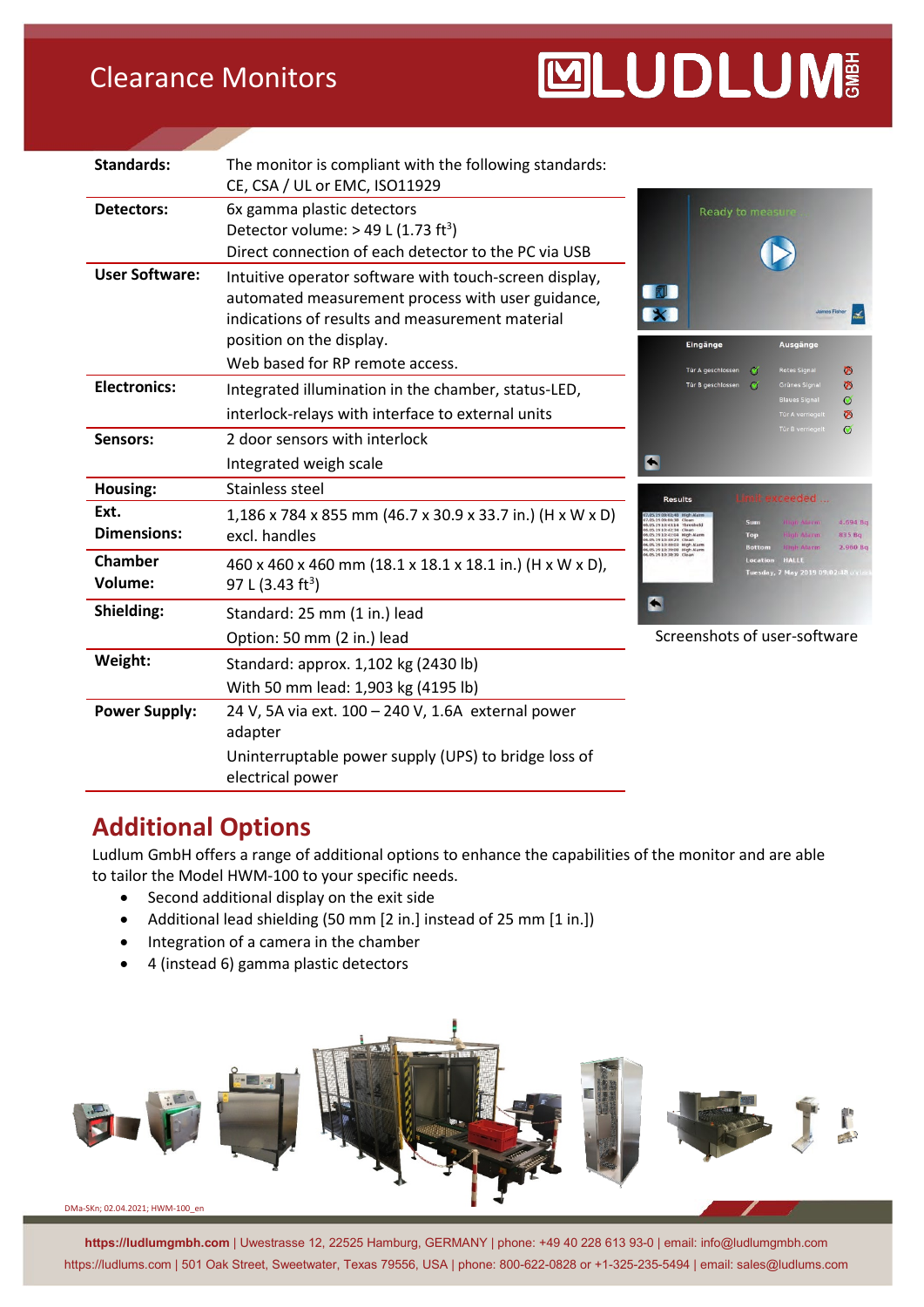| | |
|---|---|
| **Standards:** | The monitor is compliant with the following standards: CE, CSA / UL or EMC, ISO11929 |
| **Detectors:** | 6x gamma plastic detectors<br>Detector volume: > 49 L (1.73 ft³)<br>Direct connection of each detector to the PC via USB |
| **User Software:** | Intuitive operator software with touch-screen display, automated measurement process with user guidance, indications of results and measurement material position on the display.<br>Web based for RP remote access. |
| **Electronics:** | Integrated illumination in the chamber, status-LED, interlock-relays with interface to external units |
| **Sensors:** | 2 door sensors with interlock<br>Integrated weigh scale |
| **Housing:** | Stainless steel |
| **Ext. Dimensions:** | 1,186 x 784 x 855 mm (46.7 x 30.9 x 33.7 in.) (H x W x D) excl. handles |
| **Chamber Volume:** | 460 x 460 x 460 mm (18.1 x 18.1 x 18.1 in.) (H x W x D), 97 L (3.43 ft³) |
| **Shielding:** | Standard: 25 mm (1 in.) lead<br>Option: 50 mm (2 in.) lead |
| **Weight:** | Standard: approx. 1,102 kg (2430 lb)<br>With 50 mm lead: 1,903 kg (4195 lb) |
| **Power Supply:** | 24 V, 5A via ext. 100 – 240 V, 1.6A external power adapter<br>Uninterruptable power supply (UPS) to bridge loss of electrical power |

Screenshots of user-software

## Additional Options

Ludlum GmbH offers a range of additional options to enhance the capabilities of the monitor and are able to tailor the Model HWM-100 to your specific needs.

- Second additional display on the exit side
- Additional lead shielding (50 mm [2 in.] instead of 25 mm [1 in.])
- Integration of a camera in the chamber
- 4 (instead 6) gamma plastic detectors

DMa-SKn; 02.04.2021; HWM-100_en

**https://ludlumgmbh.com** | Uwestrasse 12, 22525 Hamburg, GERMANY | phone: +49 40 228 613 93-0 | email: info@ludlumgmbh.com
https://ludlums.com | 501 Oak Street, Sweetwater, Texas 79556, USA | phone: 800-622-0828 or +1-325-235-5494 | email: sales@ludlums.com